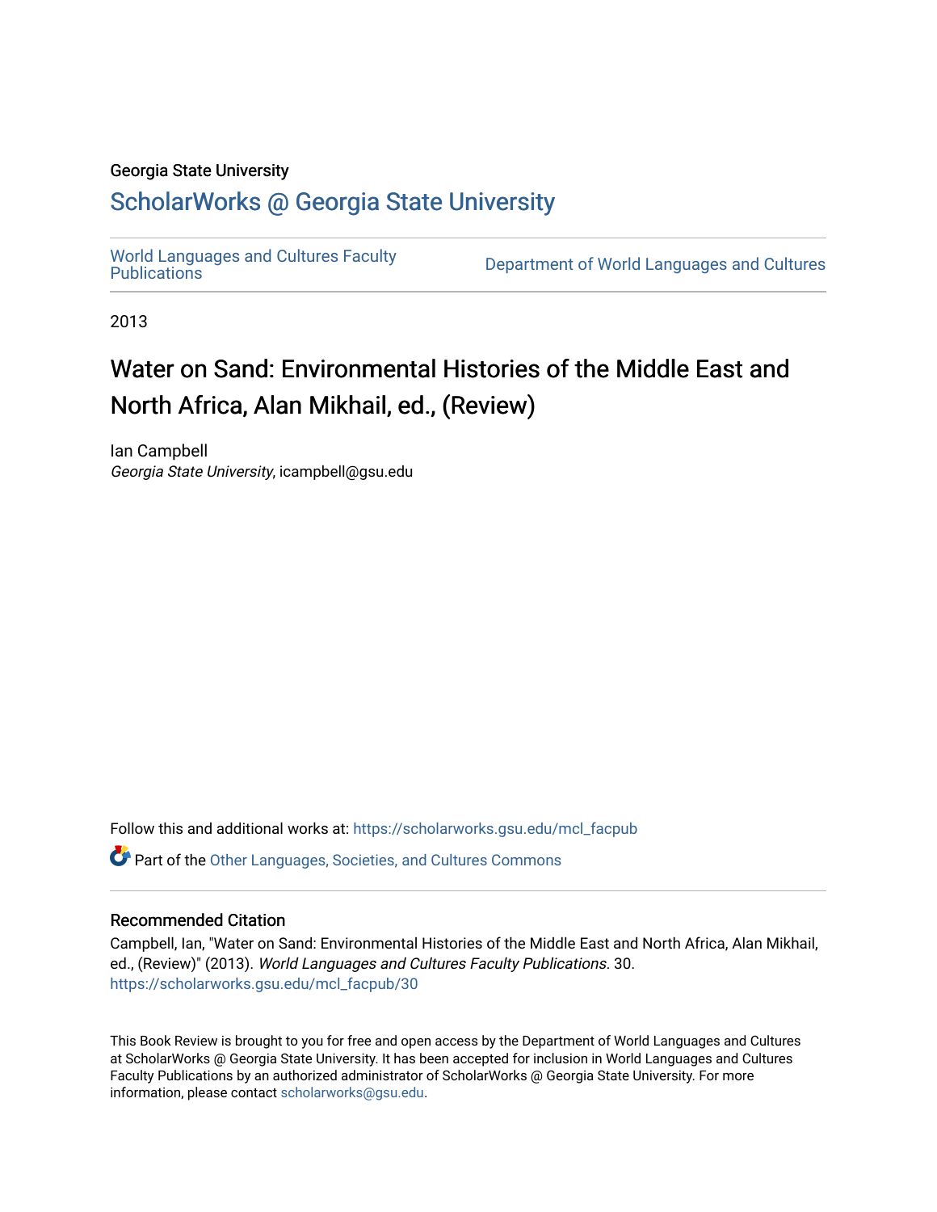Georgia State University

# ScholarWorks @ Georgia State University

World Languages and Cultures Faculty Publications

Department of World Languages and Cultures

2013

## Water on Sand: Environmental Histories of the Middle East and North Africa, Alan Mikhail, ed., (Review)

Ian Campbell
*Georgia State University*, icampbell@gsu.edu

Follow this and additional works at: https://scholarworks.gsu.edu/mcl_facpub

Part of the Other Languages, Societies, and Cultures Commons

### Recommended Citation

Campbell, Ian, "Water on Sand: Environmental Histories of the Middle East and North Africa, Alan Mikhail, ed., (Review)" (2013). *World Languages and Cultures Faculty Publications*. 30.
https://scholarworks.gsu.edu/mcl_facpub/30

This Book Review is brought to you for free and open access by the Department of World Languages and Cultures at ScholarWorks @ Georgia State University. It has been accepted for inclusion in World Languages and Cultures Faculty Publications by an authorized administrator of ScholarWorks @ Georgia State University. For more information, please contact scholarworks@gsu.edu.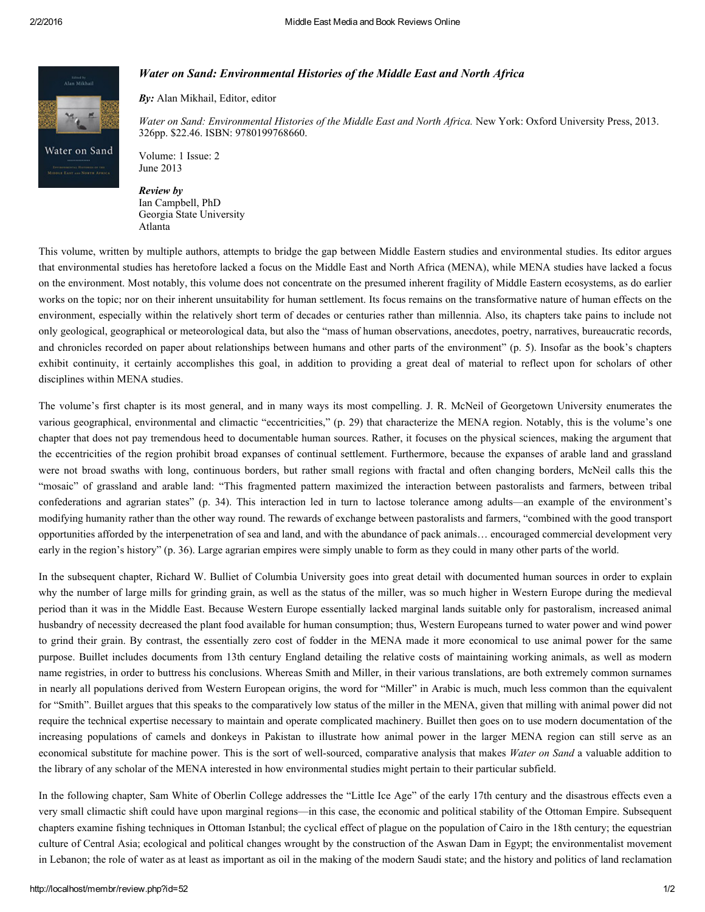## *Water on Sand: Environmental Histories of the Middle East and North Africa*

***By:*** Alan Mikhail, Editor, editor

*Water on Sand: Environmental Histories of the Middle East and North Africa.* New York: Oxford University Press, 2013. 326pp. $22.46. ISBN: 9780199768660.

Volume: 1 Issue: 2
June 2013

***Review by***
Ian Campbell, PhD
Georgia State University
Atlanta

This volume, written by multiple authors, attempts to bridge the gap between Middle Eastern studies and environmental studies. Its editor argues that environmental studies has heretofore lacked a focus on the Middle East and North Africa (MENA), while MENA studies have lacked a focus on the environment. Most notably, this volume does not concentrate on the presumed inherent fragility of Middle Eastern ecosystems, as do earlier works on the topic; nor on their inherent unsuitability for human settlement. Its focus remains on the transformative nature of human effects on the environment, especially within the relatively short term of decades or centuries rather than millennia. Also, its chapters take pains to include not only geological, geographical or meteorological data, but also the "mass of human observations, anecdotes, poetry, narratives, bureaucratic records, and chronicles recorded on paper about relationships between humans and other parts of the environment" (p. 5). Insofar as the book's chapters exhibit continuity, it certainly accomplishes this goal, in addition to providing a great deal of material to reflect upon for scholars of other disciplines within MENA studies.

The volume's first chapter is its most general, and in many ways its most compelling. J. R. McNeil of Georgetown University enumerates the various geographical, environmental and climactic "eccentricities," (p. 29) that characterize the MENA region. Notably, this is the volume's one chapter that does not pay tremendous heed to documentable human sources. Rather, it focuses on the physical sciences, making the argument that the eccentricities of the region prohibit broad expanses of continual settlement. Furthermore, because the expanses of arable land and grassland were not broad swaths with long, continuous borders, but rather small regions with fractal and often changing borders, McNeil calls this the "mosaic" of grassland and arable land: "This fragmented pattern maximized the interaction between pastoralists and farmers, between tribal confederations and agrarian states" (p. 34). This interaction led in turn to lactose tolerance among adults—an example of the environment's modifying humanity rather than the other way round. The rewards of exchange between pastoralists and farmers, "combined with the good transport opportunities afforded by the interpenetration of sea and land, and with the abundance of pack animals… encouraged commercial development very early in the region's history" (p. 36). Large agrarian empires were simply unable to form as they could in many other parts of the world.

In the subsequent chapter, Richard W. Bulliet of Columbia University goes into great detail with documented human sources in order to explain why the number of large mills for grinding grain, as well as the status of the miller, was so much higher in Western Europe during the medieval period than it was in the Middle East. Because Western Europe essentially lacked marginal lands suitable only for pastoralism, increased animal husbandry of necessity decreased the plant food available for human consumption; thus, Western Europeans turned to water power and wind power to grind their grain. By contrast, the essentially zero cost of fodder in the MENA made it more economical to use animal power for the same purpose. Buillet includes documents from 13th century England detailing the relative costs of maintaining working animals, as well as modern name registries, in order to buttress his conclusions. Whereas Smith and Miller, in their various translations, are both extremely common surnames in nearly all populations derived from Western European origins, the word for "Miller" in Arabic is much, much less common than the equivalent for "Smith". Buillet argues that this speaks to the comparatively low status of the miller in the MENA, given that milling with animal power did not require the technical expertise necessary to maintain and operate complicated machinery. Buillet then goes on to use modern documentation of the increasing populations of camels and donkeys in Pakistan to illustrate how animal power in the larger MENA region can still serve as an economical substitute for machine power. This is the sort of well-sourced, comparative analysis that makes *Water on Sand* a valuable addition to the library of any scholar of the MENA interested in how environmental studies might pertain to their particular subfield.

In the following chapter, Sam White of Oberlin College addresses the "Little Ice Age" of the early 17th century and the disastrous effects even a very small climactic shift could have upon marginal regions—in this case, the economic and political stability of the Ottoman Empire. Subsequent chapters examine fishing techniques in Ottoman Istanbul; the cyclical effect of plague on the population of Cairo in the 18th century; the equestrian culture of Central Asia; ecological and political changes wrought by the construction of the Aswan Dam in Egypt; the environmentalist movement in Lebanon; the role of water as at least as important as oil in the making of the modern Saudi state; and the history and politics of land reclamation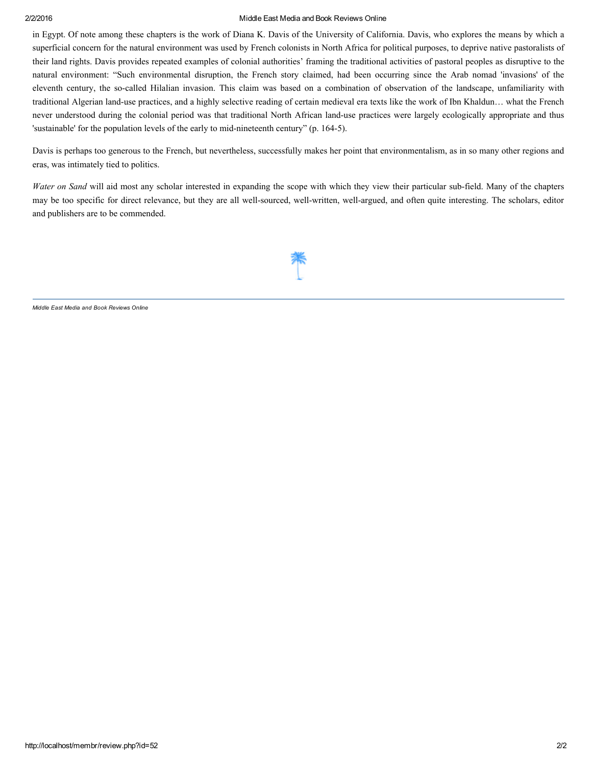in Egypt. Of note among these chapters is the work of Diana K. Davis of the University of California. Davis, who explores the means by which a superficial concern for the natural environment was used by French colonists in North Africa for political purposes, to deprive native pastoralists of their land rights. Davis provides repeated examples of colonial authorities' framing the traditional activities of pastoral peoples as disruptive to the natural environment: "Such environmental disruption, the French story claimed, had been occurring since the Arab nomad 'invasions' of the eleventh century, the so-called Hilalian invasion. This claim was based on a combination of observation of the landscape, unfamiliarity with traditional Algerian land-use practices, and a highly selective reading of certain medieval era texts like the work of Ibn Khaldun… what the French never understood during the colonial period was that traditional North African land-use practices were largely ecologically appropriate and thus 'sustainable' for the population levels of the early to mid-nineteenth century" (p. 164-5).

Davis is perhaps too generous to the French, but nevertheless, successfully makes her point that environmentalism, as in so many other regions and eras, was intimately tied to politics.

*Water on Sand* will aid most any scholar interested in expanding the scope with which they view their particular sub-field. Many of the chapters may be too specific for direct relevance, but they are all well-sourced, well-written, well-argued, and often quite interesting. The scholars, editor and publishers are to be commended.

*Middle East Media and Book Reviews Online*